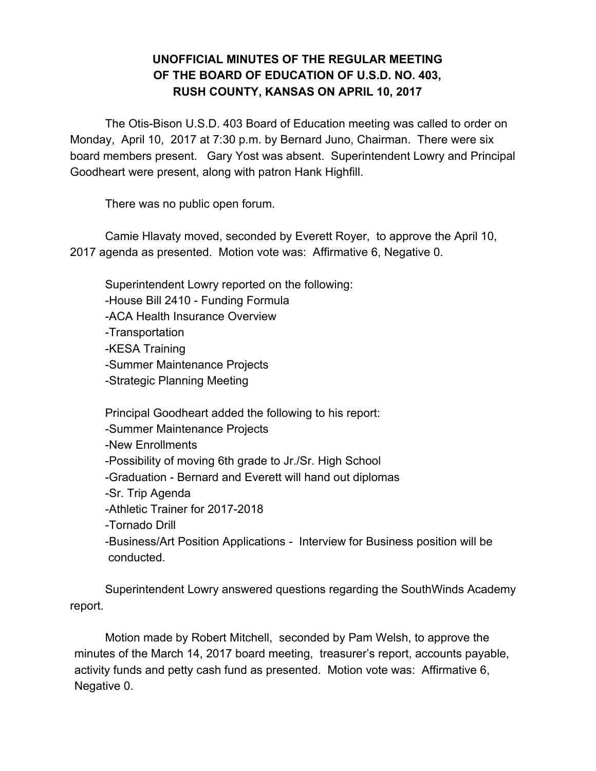# UNOFFICIAL MINUTES OF THE REGULAR MEETING OF THE BOARD OF EDUCATION OF U.S.D. NO. 403, RUSH COUNTY, KANSAS ON APRIL 10, 2017

The Otis-Bison U.S.D. 403 Board of Education meeting was called to order on Monday, April 10, 2017 at 7:30 p.m. by Bernard Juno, Chairman. There were six board members present. Gary Yost was absent. Superintendent Lowry and Principal Goodheart were present, along with patron Hank Highfill.

There was no public open forum.

Camie Hlavaty moved, seconded by Everett Royer, to approve the April 10, 2017 agenda as presented. Motion vote was: Affirmative 6, Negative 0.

Superintendent Lowry reported on the following:

- House Bill 2410 - Funding Formula
- ACA Health Insurance Overview
- Transportation
- KESA Training
- Summer Maintenance Projects
- Strategic Planning Meeting

Principal Goodheart added the following to his report:

- Summer Maintenance Projects
- New Enrollments
- Possibility of moving 6th grade to Jr./Sr. High School
- Graduation - Bernard and Everett will hand out diplomas
- Sr. Trip Agenda
- Athletic Trainer for 2017-2018
- Tornado Drill
- Business/Art Position Applications - Interview for Business position will be conducted.

Superintendent Lowry answered questions regarding the SouthWinds Academy report.

Motion made by Robert Mitchell, seconded by Pam Welsh, to approve the minutes of the March 14, 2017 board meeting, treasurer's report, accounts payable, activity funds and petty cash fund as presented. Motion vote was: Affirmative 6, Negative 0.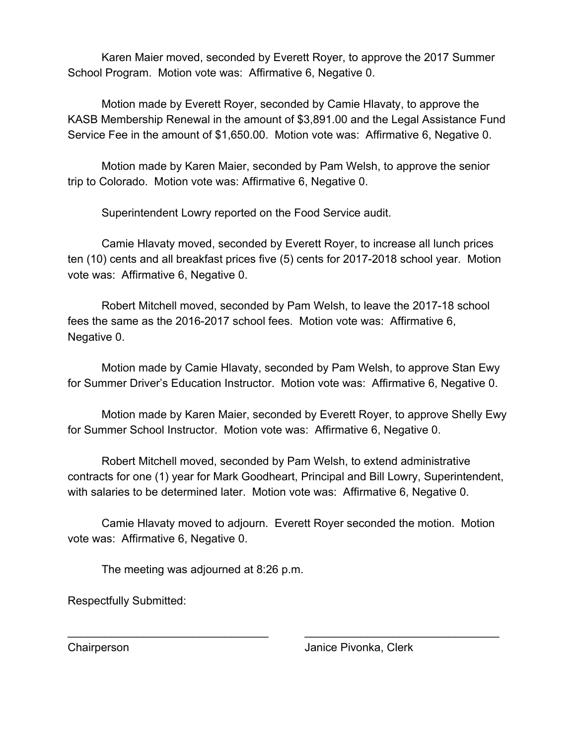Karen Maier moved, seconded by Everett Royer, to approve the 2017 Summer School Program. Motion vote was: Affirmative 6, Negative 0.

Motion made by Everett Royer, seconded by Camie Hlavaty, to approve the KASB Membership Renewal in the amount of $3,891.00 and the Legal Assistance Fund Service Fee in the amount of $1,650.00. Motion vote was: Affirmative 6, Negative 0.

Motion made by Karen Maier, seconded by Pam Welsh, to approve the senior trip to Colorado. Motion vote was: Affirmative 6, Negative 0.

Superintendent Lowry reported on the Food Service audit.

Camie Hlavaty moved, seconded by Everett Royer, to increase all lunch prices ten (10) cents and all breakfast prices five (5) cents for 2017-2018 school year. Motion vote was: Affirmative 6, Negative 0.

Robert Mitchell moved, seconded by Pam Welsh, to leave the 2017-18 school fees the same as the 2016-2017 school fees. Motion vote was: Affirmative 6, Negative 0.

Motion made by Camie Hlavaty, seconded by Pam Welsh, to approve Stan Ewy for Summer Driver's Education Instructor. Motion vote was: Affirmative 6, Negative 0.

Motion made by Karen Maier, seconded by Everett Royer, to approve Shelly Ewy for Summer School Instructor. Motion vote was: Affirmative 6, Negative 0.

Robert Mitchell moved, seconded by Pam Welsh, to extend administrative contracts for one (1) year for Mark Goodheart, Principal and Bill Lowry, Superintendent, with salaries to be determined later. Motion vote was: Affirmative 6, Negative 0.

Camie Hlavaty moved to adjourn. Everett Royer seconded the motion. Motion vote was: Affirmative 6, Negative 0.

The meeting was adjourned at 8:26 p.m.

Respectfully Submitted:

\_\_\_\_\_\_\_\_\_\_\_\_\_\_\_\_\_\_\_\_\_\_\_\_\_\_\_\_\_\_\_\_ \_\_\_\_\_\_\_\_\_\_\_\_\_\_\_\_\_\_\_\_\_\_\_\_\_\_\_\_\_\_\_\_

Chairperson Janice Pivonka, Clerk